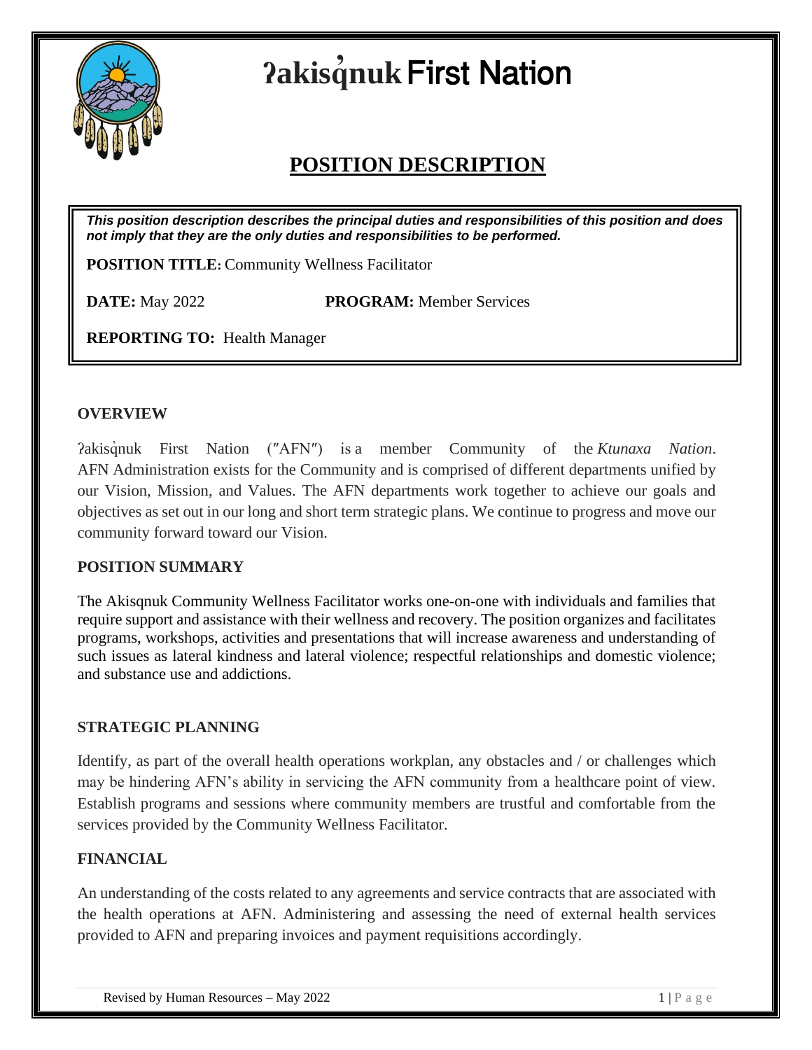# ʔakisq̓nuk First Nation

## POSITION DESCRIPTION

***This position description describes the principal duties and responsibilities of this position and does not imply that they are the only duties and responsibilities to be performed.***

**POSITION TITLE:** Community Wellness Facilitator

**DATE:** May 2022 **PROGRAM:** Member Services

**REPORTING TO:** Health Manager

### OVERVIEW

ʔakisq̓nuk First Nation ("AFN") is a member Community of the *Ktunaxa Nation*. AFN Administration exists for the Community and is comprised of different departments unified by our Vision, Mission, and Values. The AFN departments work together to achieve our goals and objectives as set out in our long and short term strategic plans. We continue to progress and move our community forward toward our Vision.

### POSITION SUMMARY

The Akisqnuk Community Wellness Facilitator works one-on-one with individuals and families that require support and assistance with their wellness and recovery. The position organizes and facilitates programs, workshops, activities and presentations that will increase awareness and understanding of such issues as lateral kindness and lateral violence; respectful relationships and domestic violence; and substance use and addictions.

### STRATEGIC PLANNING

Identify, as part of the overall health operations workplan, any obstacles and / or challenges which may be hindering AFN's ability in servicing the AFN community from a healthcare point of view. Establish programs and sessions where community members are trustful and comfortable from the services provided by the Community Wellness Facilitator.

### FINANCIAL

An understanding of the costs related to any agreements and service contracts that are associated with the health operations at AFN. Administering and assessing the need of external health services provided to AFN and preparing invoices and payment requisitions accordingly.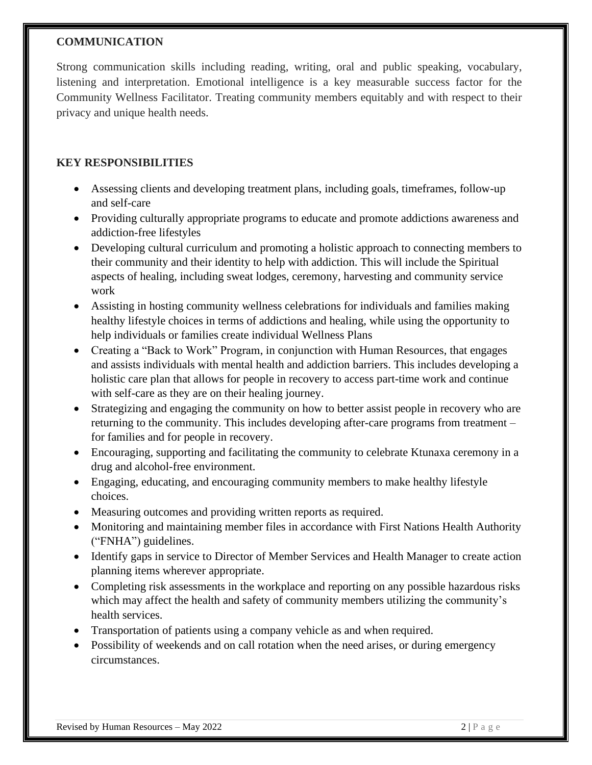## COMMUNICATION

Strong communication skills including reading, writing, oral and public speaking, vocabulary, listening and interpretation. Emotional intelligence is a key measurable success factor for the Community Wellness Facilitator. Treating community members equitably and with respect to their privacy and unique health needs.

## KEY RESPONSIBILITIES

- Assessing clients and developing treatment plans, including goals, timeframes, follow-up and self-care
- Providing culturally appropriate programs to educate and promote addictions awareness and addiction-free lifestyles
- Developing cultural curriculum and promoting a holistic approach to connecting members to their community and their identity to help with addiction. This will include the Spiritual aspects of healing, including sweat lodges, ceremony, harvesting and community service work
- Assisting in hosting community wellness celebrations for individuals and families making healthy lifestyle choices in terms of addictions and healing, while using the opportunity to help individuals or families create individual Wellness Plans
- Creating a "Back to Work" Program, in conjunction with Human Resources, that engages and assists individuals with mental health and addiction barriers. This includes developing a holistic care plan that allows for people in recovery to access part-time work and continue with self-care as they are on their healing journey.
- Strategizing and engaging the community on how to better assist people in recovery who are returning to the community. This includes developing after-care programs from treatment – for families and for people in recovery.
- Encouraging, supporting and facilitating the community to celebrate Ktunaxa ceremony in a drug and alcohol-free environment.
- Engaging, educating, and encouraging community members to make healthy lifestyle choices.
- Measuring outcomes and providing written reports as required.
- Monitoring and maintaining member files in accordance with First Nations Health Authority ("FNHA") guidelines.
- Identify gaps in service to Director of Member Services and Health Manager to create action planning items wherever appropriate.
- Completing risk assessments in the workplace and reporting on any possible hazardous risks which may affect the health and safety of community members utilizing the community's health services.
- Transportation of patients using a company vehicle as and when required.
- Possibility of weekends and on call rotation when the need arises, or during emergency circumstances.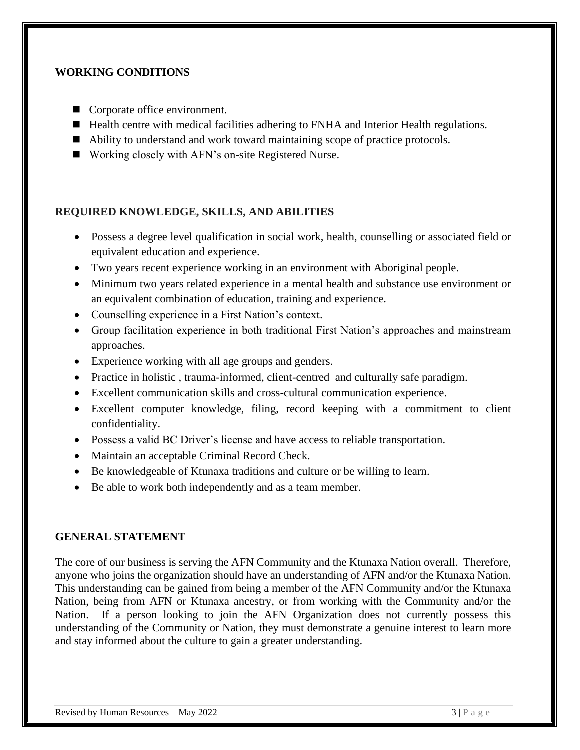## WORKING CONDITIONS

- Corporate office environment.
- Health centre with medical facilities adhering to FNHA and Interior Health regulations.
- Ability to understand and work toward maintaining scope of practice protocols.
- Working closely with AFN's on-site Registered Nurse.

## REQUIRED KNOWLEDGE, SKILLS, AND ABILITIES

- Possess a degree level qualification in social work, health, counselling or associated field or equivalent education and experience.
- Two years recent experience working in an environment with Aboriginal people.
- Minimum two years related experience in a mental health and substance use environment or an equivalent combination of education, training and experience.
- Counselling experience in a First Nation's context.
- Group facilitation experience in both traditional First Nation's approaches and mainstream approaches.
- Experience working with all age groups and genders.
- Practice in holistic , trauma-informed, client-centred and culturally safe paradigm.
- Excellent communication skills and cross-cultural communication experience.
- Excellent computer knowledge, filing, record keeping with a commitment to client confidentiality.
- Possess a valid BC Driver's license and have access to reliable transportation.
- Maintain an acceptable Criminal Record Check.
- Be knowledgeable of Ktunaxa traditions and culture or be willing to learn.
- Be able to work both independently and as a team member.

## GENERAL STATEMENT

The core of our business is serving the AFN Community and the Ktunaxa Nation overall. Therefore, anyone who joins the organization should have an understanding of AFN and/or the Ktunaxa Nation. This understanding can be gained from being a member of the AFN Community and/or the Ktunaxa Nation, being from AFN or Ktunaxa ancestry, or from working with the Community and/or the Nation. If a person looking to join the AFN Organization does not currently possess this understanding of the Community or Nation, they must demonstrate a genuine interest to learn more and stay informed about the culture to gain a greater understanding.